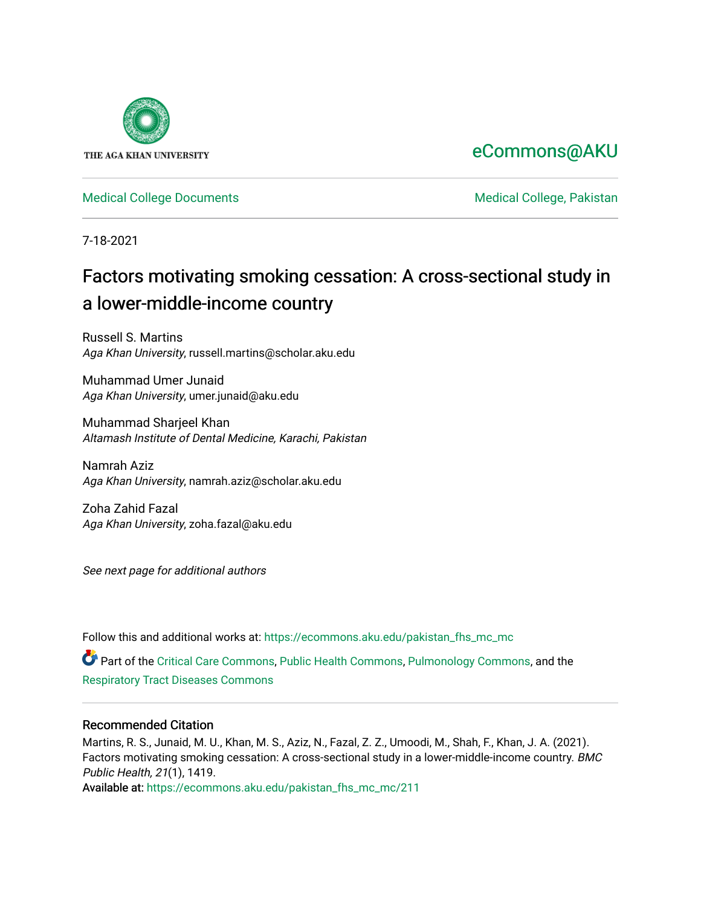THE AGA KHAN UNIVERSITY

eCommons@AKU

Medical College Documents

Medical College, Pakistan

7-18-2021

# Factors motivating smoking cessation: A cross-sectional study in a lower-middle-income country

Russell S. Martins
*Aga Khan University*, russell.martins@scholar.aku.edu

Muhammad Umer Junaid
*Aga Khan University*, umer.junaid@aku.edu

Muhammad Sharjeel Khan
*Altamash Institute of Dental Medicine, Karachi, Pakistan*

Namrah Aziz
*Aga Khan University*, namrah.aziz@scholar.aku.edu

Zoha Zahid Fazal
*Aga Khan University*, zoha.fazal@aku.edu

*See next page for additional authors*

Follow this and additional works at: https://ecommons.aku.edu/pakistan_fhs_mc_mc

Part of the Critical Care Commons, Public Health Commons, Pulmonology Commons, and the Respiratory Tract Diseases Commons

## Recommended Citation

Martins, R. S., Junaid, M. U., Khan, M. S., Aziz, N., Fazal, Z. Z., Umoodi, M., Shah, F., Khan, J. A. (2021). Factors motivating smoking cessation: A cross-sectional study in a lower-middle-income country. *BMC Public Health, 21*(1), 1419.
Available at: https://ecommons.aku.edu/pakistan_fhs_mc_mc/211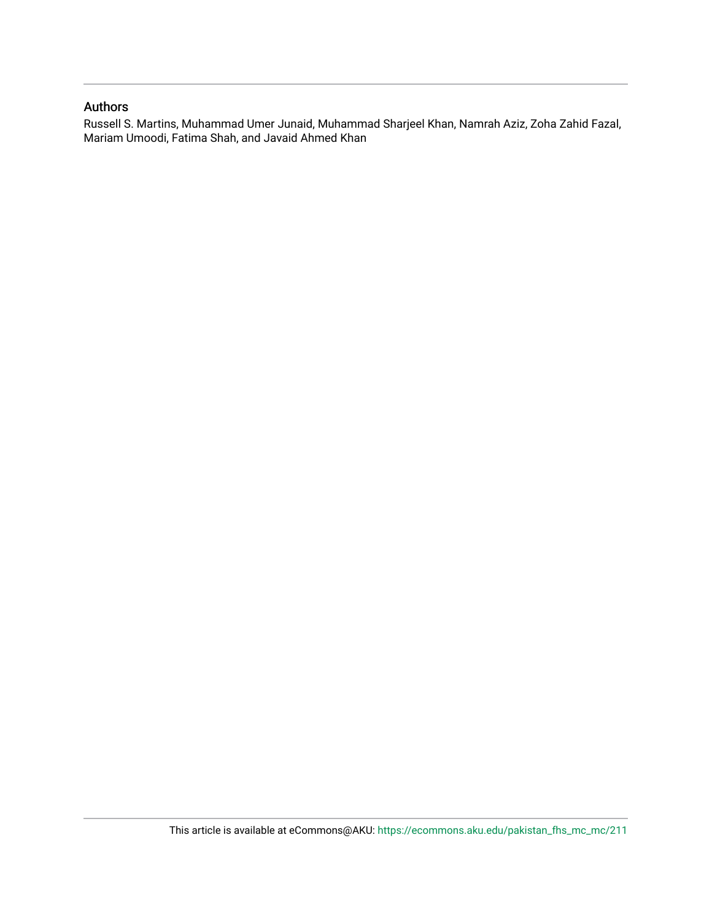## Authors

Russell S. Martins, Muhammad Umer Junaid, Muhammad Sharjeel Khan, Namrah Aziz, Zoha Zahid Fazal, Mariam Umoodi, Fatima Shah, and Javaid Ahmed Khan

This article is available at eCommons@AKU: https://ecommons.aku.edu/pakistan_fhs_mc_mc/211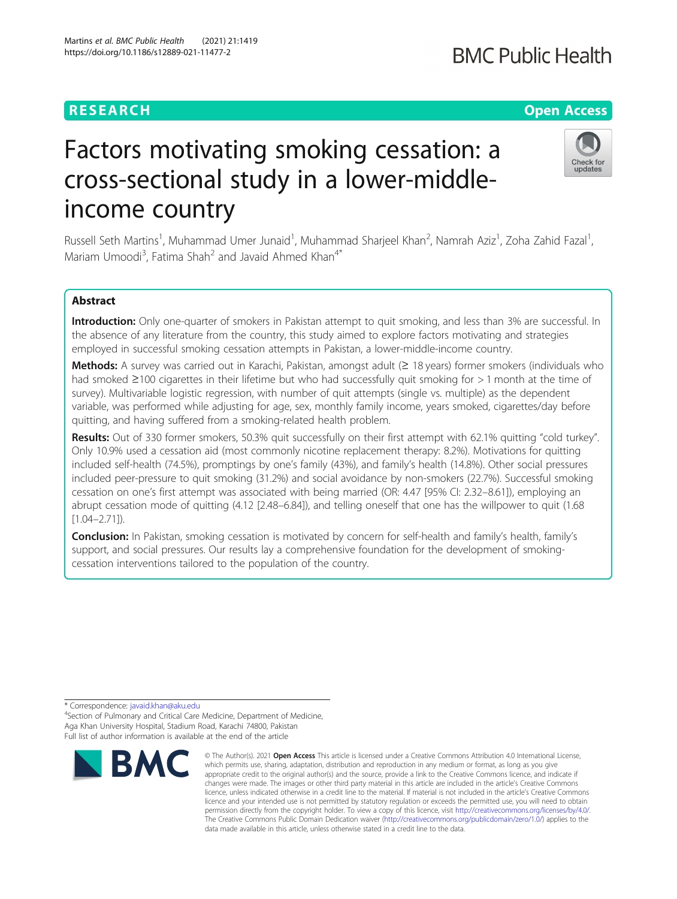# Factors motivating smoking cessation: a cross-sectional study in a lower-middle-income country

Russell Seth Martins[1], Muhammad Umer Junaid[1], Muhammad Sharjeel Khan[2], Namrah Aziz[1], Zoha Zahid Fazal[1], Mariam Umoodi[3], Fatima Shah[2] and Javaid Ahmed Khan[4*]

## Abstract

**Introduction:** Only one-quarter of smokers in Pakistan attempt to quit smoking, and less than 3% are successful. In the absence of any literature from the country, this study aimed to explore factors motivating and strategies employed in successful smoking cessation attempts in Pakistan, a lower-middle-income country.

**Methods:** A survey was carried out in Karachi, Pakistan, amongst adult (≥ 18 years) former smokers (individuals who had smoked ≥100 cigarettes in their lifetime but who had successfully quit smoking for > 1 month at the time of survey). Multivariable logistic regression, with number of quit attempts (single vs. multiple) as the dependent variable, was performed while adjusting for age, sex, monthly family income, years smoked, cigarettes/day before quitting, and having suffered from a smoking-related health problem.

**Results:** Out of 330 former smokers, 50.3% quit successfully on their first attempt with 62.1% quitting "cold turkey". Only 10.9% used a cessation aid (most commonly nicotine replacement therapy: 8.2%). Motivations for quitting included self-health (74.5%), promptings by one's family (43%), and family's health (14.8%). Other social pressures included peer-pressure to quit smoking (31.2%) and social avoidance by non-smokers (22.7%). Successful smoking cessation on one's first attempt was associated with being married (OR: 4.47 [95% CI: 2.32–8.61]), employing an abrupt cessation mode of quitting (4.12 [2.48–6.84]), and telling oneself that one has the willpower to quit (1.68 [1.04–2.71]).

**Conclusion:** In Pakistan, smoking cessation is motivated by concern for self-health and family's health, family's support, and social pressures. Our results lay a comprehensive foundation for the development of smoking-cessation interventions tailored to the population of the country.

* Correspondence: javaid.khan@aku.edu
[4]Section of Pulmonary and Critical Care Medicine, Department of Medicine, Aga Khan University Hospital, Stadium Road, Karachi 74800, Pakistan
Full list of author information is available at the end of the article

© The Author(s). 2021 **Open Access** This article is licensed under a Creative Commons Attribution 4.0 International License, which permits use, sharing, adaptation, distribution and reproduction in any medium or format, as long as you give appropriate credit to the original author(s) and the source, provide a link to the Creative Commons licence, and indicate if changes were made. The images or other third party material in this article are included in the article's Creative Commons licence, unless indicated otherwise in a credit line to the material. If material is not included in the article's Creative Commons licence and your intended use is not permitted by statutory regulation or exceeds the permitted use, you will need to obtain permission directly from the copyright holder. To view a copy of this licence, visit http://creativecommons.org/licenses/by/4.0/. The Creative Commons Public Domain Dedication waiver (http://creativecommons.org/publicdomain/zero/1.0/) applies to the data made available in this article, unless otherwise stated in a credit line to the data.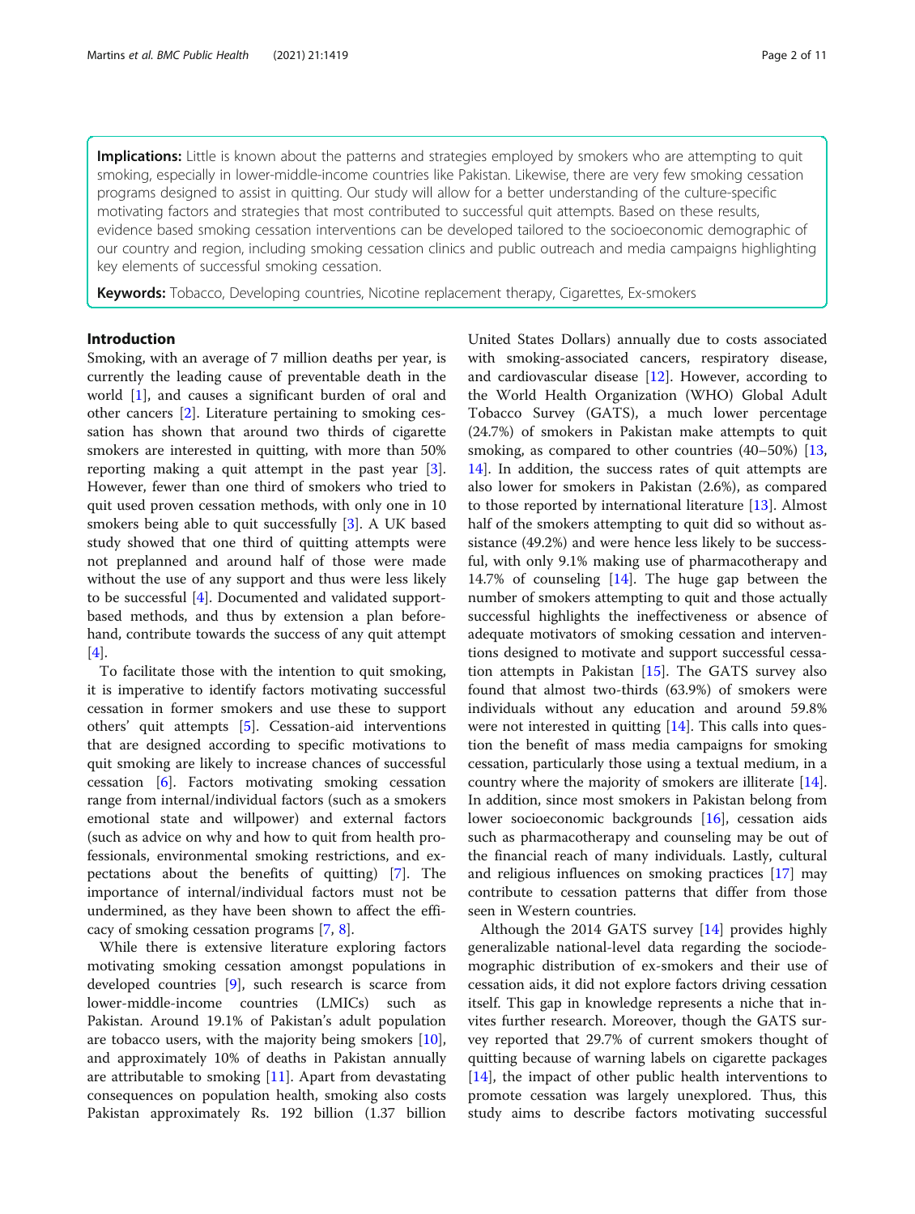**Implications:** Little is known about the patterns and strategies employed by smokers who are attempting to quit smoking, especially in lower-middle-income countries like Pakistan. Likewise, there are very few smoking cessation programs designed to assist in quitting. Our study will allow for a better understanding of the culture-specific motivating factors and strategies that most contributed to successful quit attempts. Based on these results, evidence based smoking cessation interventions can be developed tailored to the socioeconomic demographic of our country and region, including smoking cessation clinics and public outreach and media campaigns highlighting key elements of successful smoking cessation.

**Keywords:** Tobacco, Developing countries, Nicotine replacement therapy, Cigarettes, Ex-smokers

## Introduction

Smoking, with an average of 7 million deaths per year, is currently the leading cause of preventable death in the world [1], and causes a significant burden of oral and other cancers [2]. Literature pertaining to smoking cessation has shown that around two thirds of cigarette smokers are interested in quitting, with more than 50% reporting making a quit attempt in the past year [3]. However, fewer than one third of smokers who tried to quit used proven cessation methods, with only one in 10 smokers being able to quit successfully [3]. A UK based study showed that one third of quitting attempts were not preplanned and around half of those were made without the use of any support and thus were less likely to be successful [4]. Documented and validated support-based methods, and thus by extension a plan beforehand, contribute towards the success of any quit attempt [4].

To facilitate those with the intention to quit smoking, it is imperative to identify factors motivating successful cessation in former smokers and use these to support others' quit attempts [5]. Cessation-aid interventions that are designed according to specific motivations to quit smoking are likely to increase chances of successful cessation [6]. Factors motivating smoking cessation range from internal/individual factors (such as a smokers emotional state and willpower) and external factors (such as advice on why and how to quit from health professionals, environmental smoking restrictions, and expectations about the benefits of quitting) [7]. The importance of internal/individual factors must not be undermined, as they have been shown to affect the efficacy of smoking cessation programs [7, 8].

While there is extensive literature exploring factors motivating smoking cessation amongst populations in developed countries [9], such research is scarce from lower-middle-income countries (LMICs) such as Pakistan. Around 19.1% of Pakistan's adult population are tobacco users, with the majority being smokers [10], and approximately 10% of deaths in Pakistan annually are attributable to smoking [11]. Apart from devastating consequences on population health, smoking also costs Pakistan approximately Rs. 192 billion (1.37 billion United States Dollars) annually due to costs associated with smoking-associated cancers, respiratory disease, and cardiovascular disease [12]. However, according to the World Health Organization (WHO) Global Adult Tobacco Survey (GATS), a much lower percentage (24.7%) of smokers in Pakistan make attempts to quit smoking, as compared to other countries (40–50%) [13, 14]. In addition, the success rates of quit attempts are also lower for smokers in Pakistan (2.6%), as compared to those reported by international literature [13]. Almost half of the smokers attempting to quit did so without assistance (49.2%) and were hence less likely to be successful, with only 9.1% making use of pharmacotherapy and 14.7% of counseling [14]. The huge gap between the number of smokers attempting to quit and those actually successful highlights the ineffectiveness or absence of adequate motivators of smoking cessation and interventions designed to motivate and support successful cessation attempts in Pakistan [15]. The GATS survey also found that almost two-thirds (63.9%) of smokers were individuals without any education and around 59.8% were not interested in quitting [14]. This calls into question the benefit of mass media campaigns for smoking cessation, particularly those using a textual medium, in a country where the majority of smokers are illiterate [14]. In addition, since most smokers in Pakistan belong from lower socioeconomic backgrounds [16], cessation aids such as pharmacotherapy and counseling may be out of the financial reach of many individuals. Lastly, cultural and religious influences on smoking practices [17] may contribute to cessation patterns that differ from those seen in Western countries.

Although the 2014 GATS survey [14] provides highly generalizable national-level data regarding the sociodemographic distribution of ex-smokers and their use of cessation aids, it did not explore factors driving cessation itself. This gap in knowledge represents a niche that invites further research. Moreover, though the GATS survey reported that 29.7% of current smokers thought of quitting because of warning labels on cigarette packages [14], the impact of other public health interventions to promote cessation was largely unexplored. Thus, this study aims to describe factors motivating successful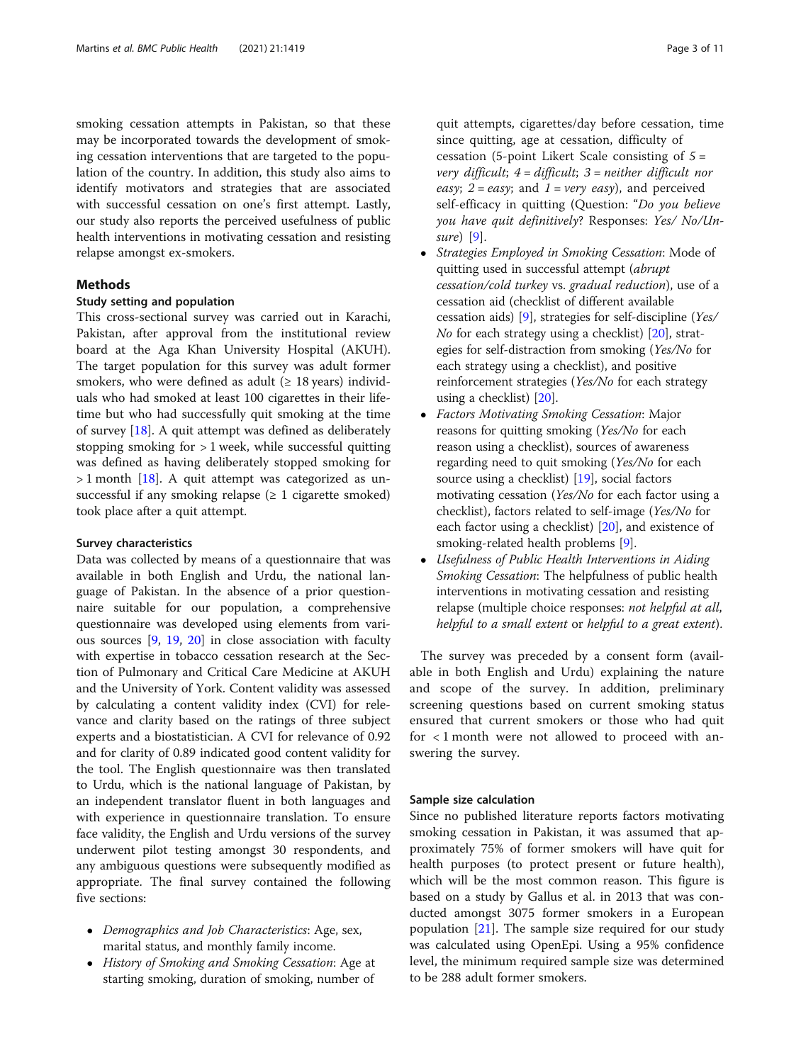smoking cessation attempts in Pakistan, so that these may be incorporated towards the development of smoking cessation interventions that are targeted to the population of the country. In addition, this study also aims to identify motivators and strategies that are associated with successful cessation on one's first attempt. Lastly, our study also reports the perceived usefulness of public health interventions in motivating cessation and resisting relapse amongst ex-smokers.

## Methods

### Study setting and population

This cross-sectional survey was carried out in Karachi, Pakistan, after approval from the institutional review board at the Aga Khan University Hospital (AKUH). The target population for this survey was adult former smokers, who were defined as adult (≥ 18 years) individuals who had smoked at least 100 cigarettes in their lifetime but who had successfully quit smoking at the time of survey [18]. A quit attempt was defined as deliberately stopping smoking for > 1 week, while successful quitting was defined as having deliberately stopped smoking for > 1 month [18]. A quit attempt was categorized as unsuccessful if any smoking relapse (≥ 1 cigarette smoked) took place after a quit attempt.

### Survey characteristics

Data was collected by means of a questionnaire that was available in both English and Urdu, the national language of Pakistan. In the absence of a prior questionnaire suitable for our population, a comprehensive questionnaire was developed using elements from various sources [9, 19, 20] in close association with faculty with expertise in tobacco cessation research at the Section of Pulmonary and Critical Care Medicine at AKUH and the University of York. Content validity was assessed by calculating a content validity index (CVI) for relevance and clarity based on the ratings of three subject experts and a biostatistician. A CVI for relevance of 0.92 and for clarity of 0.89 indicated good content validity for the tool. The English questionnaire was then translated to Urdu, which is the national language of Pakistan, by an independent translator fluent in both languages and with experience in questionnaire translation. To ensure face validity, the English and Urdu versions of the survey underwent pilot testing amongst 30 respondents, and any ambiguous questions were subsequently modified as appropriate. The final survey contained the following five sections:

- *Demographics and Job Characteristics*: Age, sex, marital status, and monthly family income.
- *History of Smoking and Smoking Cessation*: Age at starting smoking, duration of smoking, number of quit attempts, cigarettes/day before cessation, time since quitting, age at cessation, difficulty of cessation (5-point Likert Scale consisting of *5 = very difficult*; *4 = difficult*; *3 = neither difficult nor easy*; *2 = easy*; and *1 = very easy*), and perceived self-efficacy in quitting (Question: "*Do you believe you have quit definitively*? Responses: *Yes/ No/Unsure*) [9].
- *Strategies Employed in Smoking Cessation*: Mode of quitting used in successful attempt (*abrupt cessation/cold turkey* vs. *gradual reduction*), use of a cessation aid (checklist of different available cessation aids) [9], strategies for self-discipline (*Yes/No* for each strategy using a checklist) [20], strategies for self-distraction from smoking (*Yes/No* for each strategy using a checklist), and positive reinforcement strategies (*Yes/No* for each strategy using a checklist) [20].
- *Factors Motivating Smoking Cessation*: Major reasons for quitting smoking (*Yes/No* for each reason using a checklist), sources of awareness regarding need to quit smoking (*Yes/No* for each source using a checklist) [19], social factors motivating cessation (*Yes/No* for each factor using a checklist), factors related to self-image (*Yes/No* for each factor using a checklist) [20], and existence of smoking-related health problems [9].
- *Usefulness of Public Health Interventions in Aiding Smoking Cessation*: The helpfulness of public health interventions in motivating cessation and resisting relapse (multiple choice responses: *not helpful at all*, *helpful to a small extent* or *helpful to a great extent*).

The survey was preceded by a consent form (available in both English and Urdu) explaining the nature and scope of the survey. In addition, preliminary screening questions based on current smoking status ensured that current smokers or those who had quit for < 1 month were not allowed to proceed with answering the survey.

### Sample size calculation

Since no published literature reports factors motivating smoking cessation in Pakistan, it was assumed that approximately 75% of former smokers will have quit for health purposes (to protect present or future health), which will be the most common reason. This figure is based on a study by Gallus et al. in 2013 that was conducted amongst 3075 former smokers in a European population [21]. The sample size required for our study was calculated using OpenEpi. Using a 95% confidence level, the minimum required sample size was determined to be 288 adult former smokers.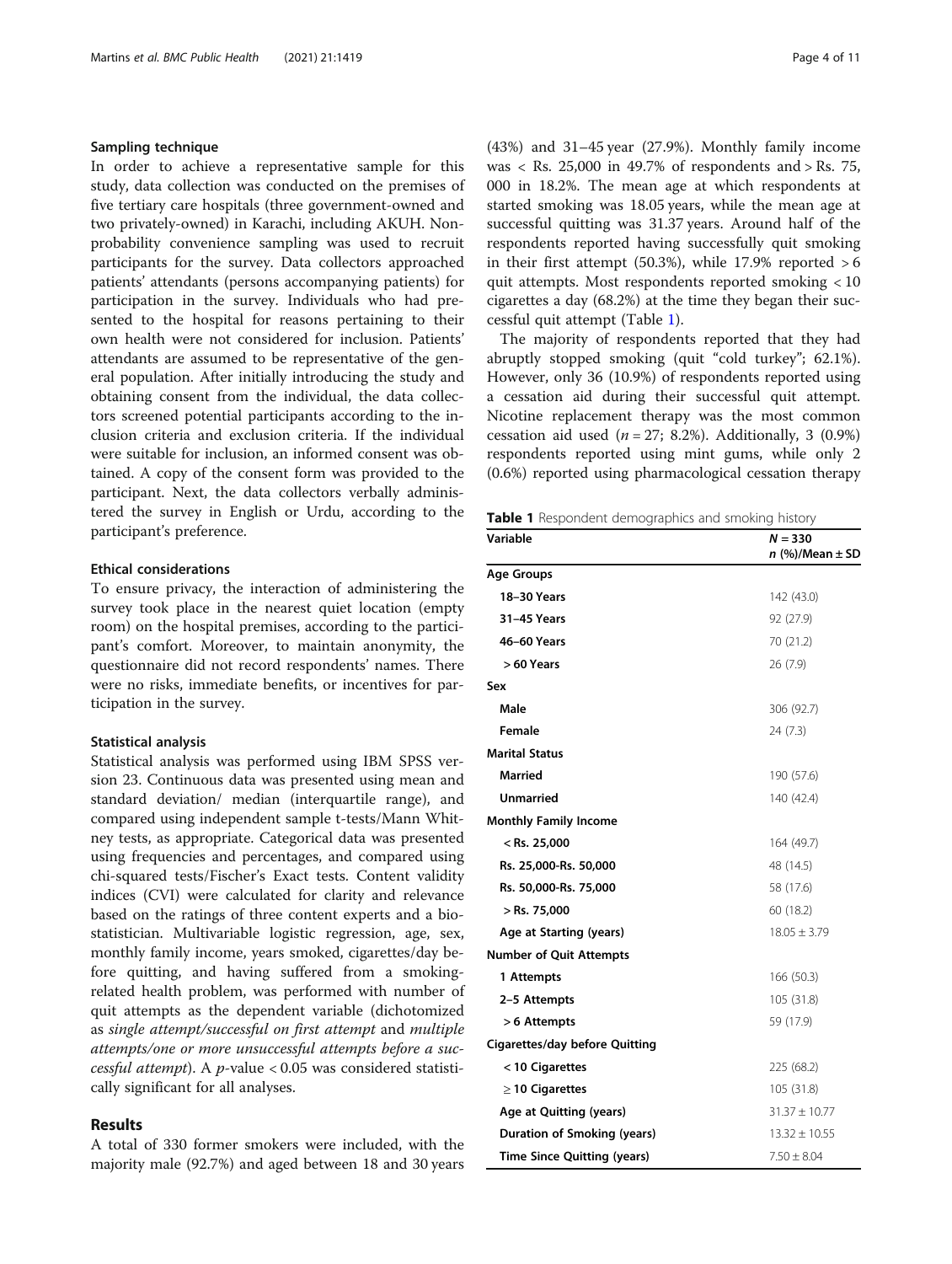#### Sampling technique

In order to achieve a representative sample for this study, data collection was conducted on the premises of five tertiary care hospitals (three government-owned and two privately-owned) in Karachi, including AKUH. Non-probability convenience sampling was used to recruit participants for the survey. Data collectors approached patients' attendants (persons accompanying patients) for participation in the survey. Individuals who had presented to the hospital for reasons pertaining to their own health were not considered for inclusion. Patients' attendants are assumed to be representative of the general population. After initially introducing the study and obtaining consent from the individual, the data collectors screened potential participants according to the inclusion criteria and exclusion criteria. If the individual were suitable for inclusion, an informed consent was obtained. A copy of the consent form was provided to the participant. Next, the data collectors verbally administered the survey in English or Urdu, according to the participant's preference.

#### Ethical considerations

To ensure privacy, the interaction of administering the survey took place in the nearest quiet location (empty room) on the hospital premises, according to the participant's comfort. Moreover, to maintain anonymity, the questionnaire did not record respondents' names. There were no risks, immediate benefits, or incentives for participation in the survey.

#### Statistical analysis

Statistical analysis was performed using IBM SPSS version 23. Continuous data was presented using mean and standard deviation/ median (interquartile range), and compared using independent sample t-tests/Mann Whitney tests, as appropriate. Categorical data was presented using frequencies and percentages, and compared using chi-squared tests/Fischer's Exact tests. Content validity indices (CVI) were calculated for clarity and relevance based on the ratings of three content experts and a biostatistician. Multivariable logistic regression, age, sex, monthly family income, years smoked, cigarettes/day before quitting, and having suffered from a smoking-related health problem, was performed with number of quit attempts as the dependent variable (dichotomized as *single attempt/successful on first attempt* and *multiple attempts/one or more unsuccessful attempts before a successful attempt*). A *p*-value < 0.05 was considered statistically significant for all analyses.

## Results

A total of 330 former smokers were included, with the majority male (92.7%) and aged between 18 and 30 years (43%) and 31–45 year (27.9%). Monthly family income was < Rs. 25,000 in 49.7% of respondents and > Rs. 75,000 in 18.2%. The mean age at which respondents at started smoking was 18.05 years, while the mean age at successful quitting was 31.37 years. Around half of the respondents reported having successfully quit smoking in their first attempt (50.3%), while 17.9% reported > 6 quit attempts. Most respondents reported smoking < 10 cigarettes a day (68.2%) at the time they began their successful quit attempt (Table 1).

The majority of respondents reported that they had abruptly stopped smoking (quit "cold turkey"; 62.1%). However, only 36 (10.9%) of respondents reported using a cessation aid during their successful quit attempt. Nicotine replacement therapy was the most common cessation aid used ($n = 27$; 8.2%). Additionally, 3 (0.9%) respondents reported using mint gums, while only 2 (0.6%) reported using pharmacological cessation therapy

**Table 1** Respondent demographics and smoking history

| Variable | $N = 330$ <br> $n$ (%)/Mean ± SD |
|---|---|
| **Age Groups** | |
| **18–30 Years** | 142 (43.0) |
| **31–45 Years** | 92 (27.9) |
| **46–60 Years** | 70 (21.2) |
| **> 60 Years** | 26 (7.9) |
| **Sex** | |
| **Male** | 306 (92.7) |
| **Female** | 24 (7.3) |
| **Marital Status** | |
| **Married** | 190 (57.6) |
| **Unmarried** | 140 (42.4) |
| **Monthly Family Income** | |
| **< Rs. 25,000** | 164 (49.7) |
| **Rs. 25,000-Rs. 50,000** | 48 (14.5) |
| **Rs. 50,000-Rs. 75,000** | 58 (17.6) |
| **> Rs. 75,000** | 60 (18.2) |
| **Age at Starting (years)** | 18.05 ± 3.79 |
| **Number of Quit Attempts** | |
| **1 Attempts** | 166 (50.3) |
| **2–5 Attempts** | 105 (31.8) |
| **> 6 Attempts** | 59 (17.9) |
| **Cigarettes/day before Quitting** | |
| **< 10 Cigarettes** | 225 (68.2) |
| **≥ 10 Cigarettes** | 105 (31.8) |
| **Age at Quitting (years)** | 31.37 ± 10.77 |
| **Duration of Smoking (years)** | 13.32 ± 10.55 |
| **Time Since Quitting (years)** | 7.50 ± 8.04 |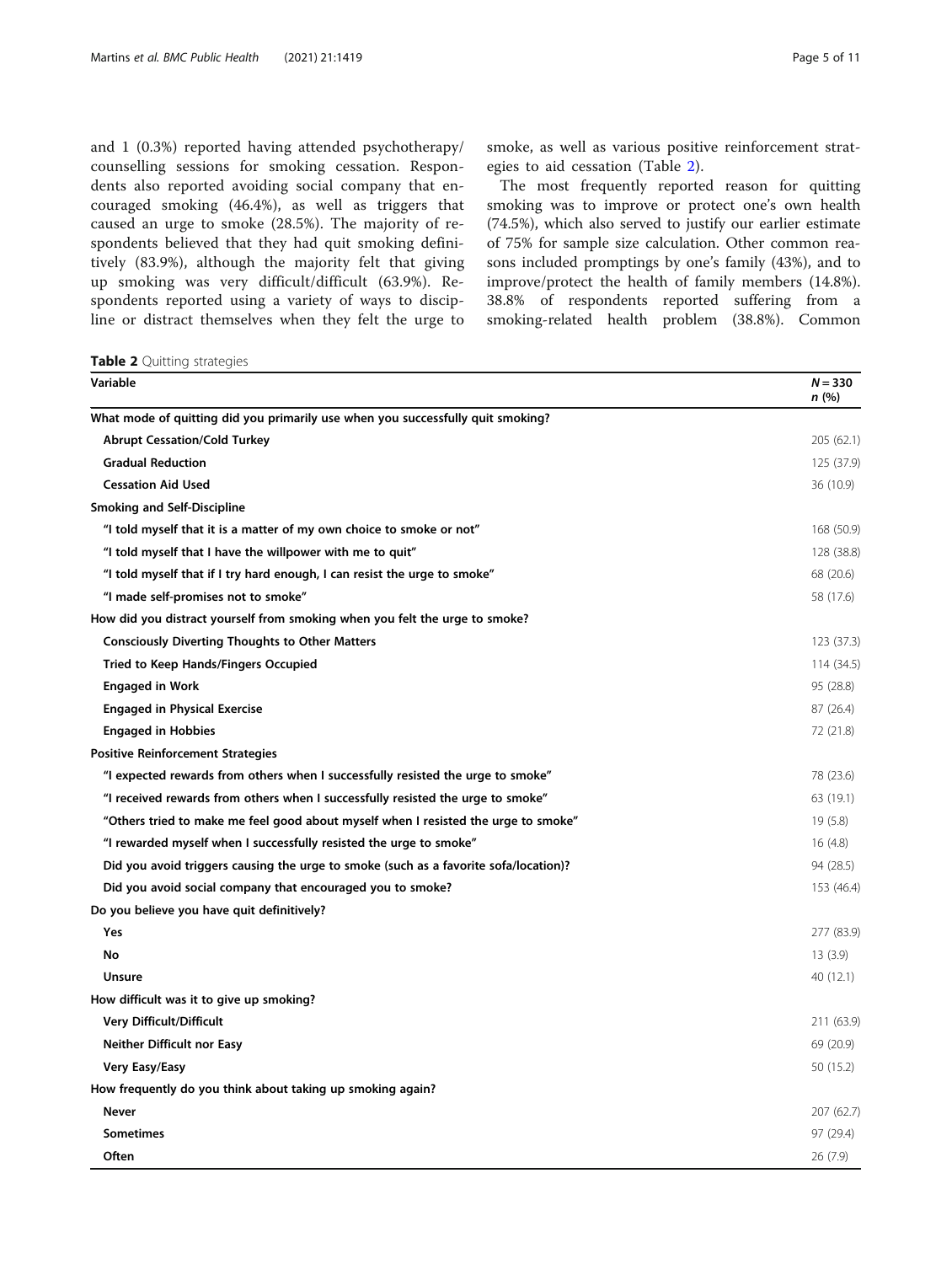and 1 (0.3%) reported having attended psychotherapy/counselling sessions for smoking cessation. Respondents also reported avoiding social company that encouraged smoking (46.4%), as well as triggers that caused an urge to smoke (28.5%). The majority of respondents believed that they had quit smoking definitively (83.9%), although the majority felt that giving up smoking was very difficult/difficult (63.9%). Respondents reported using a variety of ways to discipline or distract themselves when they felt the urge to smoke, as well as various positive reinforcement strategies to aid cessation (Table 2).

The most frequently reported reason for quitting smoking was to improve or protect one's own health (74.5%), which also served to justify our earlier estimate of 75% for sample size calculation. Other common reasons included promptings by one's family (43%), and to improve/protect the health of family members (14.8%). 38.8% of respondents reported suffering from a smoking-related health problem (38.8%). Common

**Table 2** Quitting strategies

| Variable | N = 330 n (%) |
|---|---|
| **What mode of quitting did you primarily use when you successfully quit smoking?** | |
| Abrupt Cessation/Cold Turkey | 205 (62.1) |
| Gradual Reduction | 125 (37.9) |
| Cessation Aid Used | 36 (10.9) |
| **Smoking and Self-Discipline** | |
| "I told myself that it is a matter of my own choice to smoke or not" | 168 (50.9) |
| "I told myself that I have the willpower with me to quit" | 128 (38.8) |
| "I told myself that if I try hard enough, I can resist the urge to smoke" | 68 (20.6) |
| "I made self-promises not to smoke" | 58 (17.6) |
| **How did you distract yourself from smoking when you felt the urge to smoke?** | |
| Consciously Diverting Thoughts to Other Matters | 123 (37.3) |
| Tried to Keep Hands/Fingers Occupied | 114 (34.5) |
| Engaged in Work | 95 (28.8) |
| Engaged in Physical Exercise | 87 (26.4) |
| Engaged in Hobbies | 72 (21.8) |
| **Positive Reinforcement Strategies** | |
| "I expected rewards from others when I successfully resisted the urge to smoke" | 78 (23.6) |
| "I received rewards from others when I successfully resisted the urge to smoke" | 63 (19.1) |
| "Others tried to make me feel good about myself when I resisted the urge to smoke" | 19 (5.8) |
| "I rewarded myself when I successfully resisted the urge to smoke" | 16 (4.8) |
| Did you avoid triggers causing the urge to smoke (such as a favorite sofa/location)? | 94 (28.5) |
| Did you avoid social company that encouraged you to smoke? | 153 (46.4) |
| **Do you believe you have quit definitively?** | |
| Yes | 277 (83.9) |
| No | 13 (3.9) |
| Unsure | 40 (12.1) |
| **How difficult was it to give up smoking?** | |
| Very Difficult/Difficult | 211 (63.9) |
| Neither Difficult nor Easy | 69 (20.9) |
| Very Easy/Easy | 50 (15.2) |
| **How frequently do you think about taking up smoking again?** | |
| Never | 207 (62.7) |
| Sometimes | 97 (29.4) |
| Often | 26 (7.9) |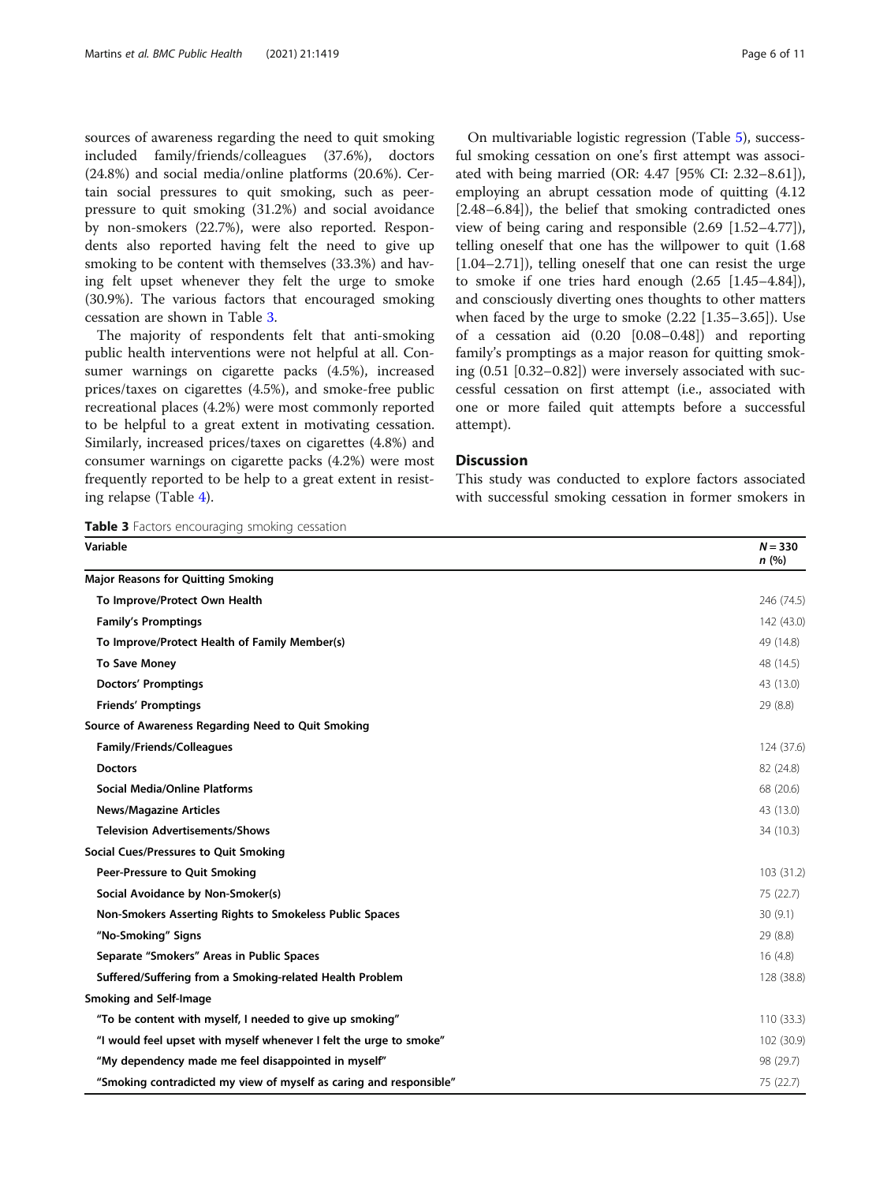sources of awareness regarding the need to quit smoking included family/friends/colleagues (37.6%), doctors (24.8%) and social media/online platforms (20.6%). Certain social pressures to quit smoking, such as peer-pressure to quit smoking (31.2%) and social avoidance by non-smokers (22.7%), were also reported. Respondents also reported having felt the need to give up smoking to be content with themselves (33.3%) and having felt upset whenever they felt the urge to smoke (30.9%). The various factors that encouraged smoking cessation are shown in Table 3.

The majority of respondents felt that anti-smoking public health interventions were not helpful at all. Consumer warnings on cigarette packs (4.5%), increased prices/taxes on cigarettes (4.5%), and smoke-free public recreational places (4.2%) were most commonly reported to be helpful to a great extent in motivating cessation. Similarly, increased prices/taxes on cigarettes (4.8%) and consumer warnings on cigarette packs (4.2%) were most frequently reported to be help to a great extent in resisting relapse (Table 4).

On multivariable logistic regression (Table 5), successful smoking cessation on one's first attempt was associated with being married (OR: 4.47 [95% CI: 2.32–8.61]), employing an abrupt cessation mode of quitting (4.12 [2.48–6.84]), the belief that smoking contradicted ones view of being caring and responsible (2.69 [1.52–4.77]), telling oneself that one has the willpower to quit (1.68 [1.04–2.71]), telling oneself that one can resist the urge to smoke if one tries hard enough (2.65 [1.45–4.84]), and consciously diverting ones thoughts to other matters when faced by the urge to smoke (2.22 [1.35–3.65]). Use of a cessation aid (0.20 [0.08–0.48]) and reporting family's promptings as a major reason for quitting smoking (0.51 [0.32–0.82]) were inversely associated with successful cessation on first attempt (i.e., associated with one or more failed quit attempts before a successful attempt).

## Discussion

This study was conducted to explore factors associated with successful smoking cessation in former smokers in

**Table 3** Factors encouraging smoking cessation

| Variable | $N = 330$ *n* (%) |
|---|---|
| **Major Reasons for Quitting Smoking** | |
| **To Improve/Protect Own Health** | 246 (74.5) |
| **Family's Promptings** | 142 (43.0) |
| **To Improve/Protect Health of Family Member(s)** | 49 (14.8) |
| **To Save Money** | 48 (14.5) |
| **Doctors' Promptings** | 43 (13.0) |
| **Friends' Promptings** | 29 (8.8) |
| **Source of Awareness Regarding Need to Quit Smoking** | |
| **Family/Friends/Colleagues** | 124 (37.6) |
| **Doctors** | 82 (24.8) |
| **Social Media/Online Platforms** | 68 (20.6) |
| **News/Magazine Articles** | 43 (13.0) |
| **Television Advertisements/Shows** | 34 (10.3) |
| **Social Cues/Pressures to Quit Smoking** | |
| **Peer-Pressure to Quit Smoking** | 103 (31.2) |
| **Social Avoidance by Non-Smoker(s)** | 75 (22.7) |
| **Non-Smokers Asserting Rights to Smokeless Public Spaces** | 30 (9.1) |
| **"No-Smoking" Signs** | 29 (8.8) |
| **Separate "Smokers" Areas in Public Spaces** | 16 (4.8) |
| **Suffered/Suffering from a Smoking-related Health Problem** | 128 (38.8) |
| **Smoking and Self-Image** | |
| **"To be content with myself, I needed to give up smoking"** | 110 (33.3) |
| **"I would feel upset with myself whenever I felt the urge to smoke"** | 102 (30.9) |
| **"My dependency made me feel disappointed in myself"** | 98 (29.7) |
| **"Smoking contradicted my view of myself as caring and responsible"** | 75 (22.7) |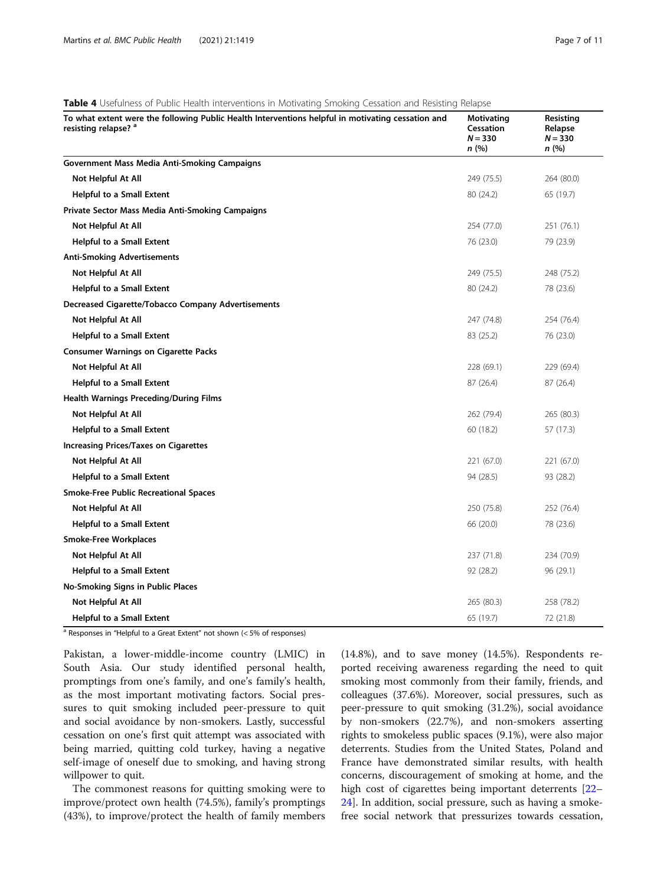**Table 4** Usefulness of Public Health interventions in Motivating Smoking Cessation and Resisting Relapse

| To what extent were the following Public Health Interventions helpful in motivating cessation and resisting relapse? [a] | Motivating Cessation $N = 330$ n (%) | Resisting Relapse $N = 330$ n (%) |
|---|---|---|
| **Government Mass Media Anti-Smoking Campaigns** | | |
| **Not Helpful At All** | 249 (75.5) | 264 (80.0) |
| **Helpful to a Small Extent** | 80 (24.2) | 65 (19.7) |
| **Private Sector Mass Media Anti-Smoking Campaigns** | | |
| **Not Helpful At All** | 254 (77.0) | 251 (76.1) |
| **Helpful to a Small Extent** | 76 (23.0) | 79 (23.9) |
| **Anti-Smoking Advertisements** | | |
| **Not Helpful At All** | 249 (75.5) | 248 (75.2) |
| **Helpful to a Small Extent** | 80 (24.2) | 78 (23.6) |
| **Decreased Cigarette/Tobacco Company Advertisements** | | |
| **Not Helpful At All** | 247 (74.8) | 254 (76.4) |
| **Helpful to a Small Extent** | 83 (25.2) | 76 (23.0) |
| **Consumer Warnings on Cigarette Packs** | | |
| **Not Helpful At All** | 228 (69.1) | 229 (69.4) |
| **Helpful to a Small Extent** | 87 (26.4) | 87 (26.4) |
| **Health Warnings Preceding/During Films** | | |
| **Not Helpful At All** | 262 (79.4) | 265 (80.3) |
| **Helpful to a Small Extent** | 60 (18.2) | 57 (17.3) |
| **Increasing Prices/Taxes on Cigarettes** | | |
| **Not Helpful At All** | 221 (67.0) | 221 (67.0) |
| **Helpful to a Small Extent** | 94 (28.5) | 93 (28.2) |
| **Smoke-Free Public Recreational Spaces** | | |
| **Not Helpful At All** | 250 (75.8) | 252 (76.4) |
| **Helpful to a Small Extent** | 66 (20.0) | 78 (23.6) |
| **Smoke-Free Workplaces** | | |
| **Not Helpful At All** | 237 (71.8) | 234 (70.9) |
| **Helpful to a Small Extent** | 92 (28.2) | 96 (29.1) |
| **No-Smoking Signs in Public Places** | | |
| **Not Helpful At All** | 265 (80.3) | 258 (78.2) |
| **Helpful to a Small Extent** | 65 (19.7) | 72 (21.8) |

[a] Responses in "Helpful to a Great Extent" not shown (< 5% of responses)

Pakistan, a lower-middle-income country (LMIC) in South Asia. Our study identified personal health, promptings from one's family, and one's family's health, as the most important motivating factors. Social pressures to quit smoking included peer-pressure to quit and social avoidance by non-smokers. Lastly, successful cessation on one's first quit attempt was associated with being married, quitting cold turkey, having a negative self-image of oneself due to smoking, and having strong willpower to quit.

The commonest reasons for quitting smoking were to improve/protect own health (74.5%), family's promptings (43%), to improve/protect the health of family members (14.8%), and to save money (14.5%). Respondents reported receiving awareness regarding the need to quit smoking most commonly from their family, friends, and colleagues (37.6%). Moreover, social pressures, such as peer-pressure to quit smoking (31.2%), social avoidance by non-smokers (22.7%), and non-smokers asserting rights to smokeless public spaces (9.1%), were also major deterrents. Studies from the United States, Poland and France have demonstrated similar results, with health concerns, discouragement of smoking at home, and the high cost of cigarettes being important deterrents [22–24]. In addition, social pressure, such as having a smoke-free social network that pressurizes towards cessation,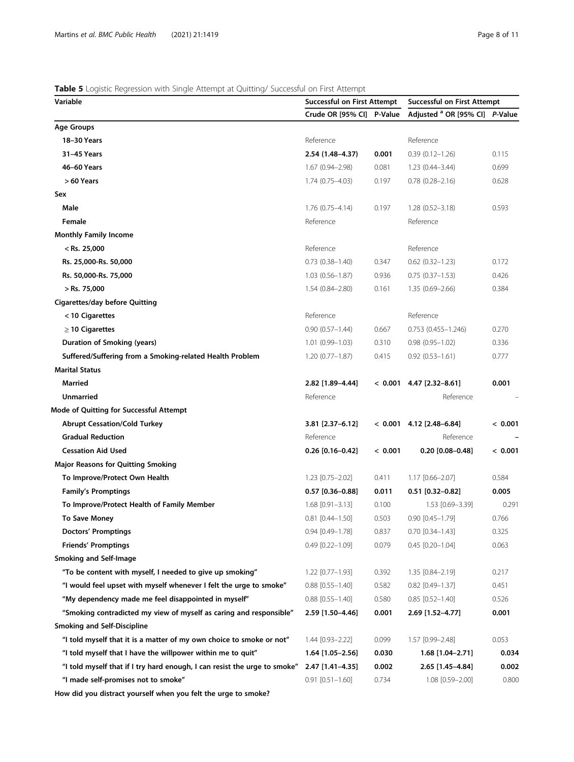**Table 5** Logistic Regression with Single Attempt at Quitting/ Successful on First Attempt

| Variable | Successful on First Attempt | | Successful on First Attempt | |
|---|---|---|---|---|
| | Crude OR [95% CI] | P-Value | Adjusted [a] OR [95% CI] | *P*-Value |
| **Age Groups** | | | | |
| **18–30 Years** | Reference | | Reference | |
| **31–45 Years** | **2.54 (1.48–4.37)** | **0.001** | 0.39 (0.12–1.26) | 0.115 |
| **46–60 Years** | 1.67 (0.94–2.98) | 0.081 | 1.23 (0.44–3.44) | 0.699 |
| **> 60 Years** | 1.74 (0.75–4.03) | 0.197 | 0.78 (0.28–2.16) | 0.628 |
| **Sex** | | | | |
| **Male** | 1.76 (0.75–4.14) | 0.197 | 1.28 (0.52–3.18) | 0.593 |
| **Female** | Reference | | Reference | |
| **Monthly Family Income** | | | | |
| **< Rs. 25,000** | Reference | | Reference | |
| **Rs. 25,000-Rs. 50,000** | 0.73 (0.38–1.40) | 0.347 | 0.62 (0.32–1.23) | 0.172 |
| **Rs. 50,000-Rs. 75,000** | 1.03 (0.56–1.87) | 0.936 | 0.75 (0.37–1.53) | 0.426 |
| **> Rs. 75,000** | 1.54 (0.84–2.80) | 0.161 | 1.35 (0.69–2.66) | 0.384 |
| **Cigarettes/day before Quitting** | | | | |
| **< 10 Cigarettes** | Reference | | Reference | |
| **≥ 10 Cigarettes** | 0.90 (0.57–1.44) | 0.667 | 0.753 (0.455–1.246) | 0.270 |
| **Duration of Smoking (years)** | 1.01 (0.99–1.03) | 0.310 | 0.98 (0.95–1.02) | 0.336 |
| **Suffered/Suffering from a Smoking-related Health Problem** | 1.20 (0.77–1.87) | 0.415 | 0.92 (0.53–1.61) | 0.777 |
| **Marital Status** | | | | |
| **Married** | **2.82 [1.89–4.44]** | **< 0.001** | **4.47 [2.32–8.61]** | **0.001** |
| **Unmarried** | Reference | | Reference | – |
| **Mode of Quitting for Successful Attempt** | | | | |
| **Abrupt Cessation/Cold Turkey** | **3.81 [2.37–6.12]** | **< 0.001** | **4.12 [2.48–6.84]** | **< 0.001** |
| **Gradual Reduction** | Reference | | Reference | **–** |
| **Cessation Aid Used** | **0.26 [0.16–0.42]** | **< 0.001** | **0.20 [0.08–0.48]** | **< 0.001** |
| **Major Reasons for Quitting Smoking** | | | | |
| **To Improve/Protect Own Health** | 1.23 [0.75–2.02] | 0.411 | 1.17 [0.66–2.07] | 0.584 |
| **Family's Promptings** | **0.57 [0.36–0.88]** | **0.011** | **0.51 [0.32–0.82]** | **0.005** |
| **To Improve/Protect Health of Family Member** | 1.68 [0.91–3.13] | 0.100 | 1.53 [0.69–3.39] | 0.291 |
| **To Save Money** | 0.81 [0.44–1.50] | 0.503 | 0.90 [0.45–1.79] | 0.766 |
| **Doctors' Promptings** | 0.94 [0.49–1.78] | 0.837 | 0.70 [0.34–1.43] | 0.325 |
| **Friends' Promptings** | 0.49 [0.22–1.09] | 0.079 | 0.45 [0.20–1.04] | 0.063 |
| **Smoking and Self-Image** | | | | |
| **"To be content with myself, I needed to give up smoking"** | 1.22 [0.77–1.93] | 0.392 | 1.35 [0.84–2.19] | 0.217 |
| **"I would feel upset with myself whenever I felt the urge to smoke"** | 0.88 [0.55–1.40] | 0.582 | 0.82 [0.49–1.37] | 0.451 |
| **"My dependency made me feel disappointed in myself"** | 0.88 [0.55–1.40] | 0.580 | 0.85 [0.52–1.40] | 0.526 |
| **"Smoking contradicted my view of myself as caring and responsible"** | **2.59 [1.50–4.46]** | **0.001** | **2.69 [1.52–4.77]** | **0.001** |
| **Smoking and Self-Discipline** | | | | |
| **"I told myself that it is a matter of my own choice to smoke or not"** | 1.44 [0.93–2.22] | 0.099 | 1.57 [0.99–2.48] | 0.053 |
| **"I told myself that I have the willpower within me to quit"** | **1.64 [1.05–2.56]** | **0.030** | **1.68 [1.04–2.71]** | **0.034** |
| **"I told myself that if I try hard enough, I can resist the urge to smoke"** | **2.47 [1.41–4.35]** | **0.002** | **2.65 [1.45–4.84]** | **0.002** |
| **"I made self-promises not to smoke"** | 0.91 [0.51–1.60] | 0.734 | 1.08 [0.59–2.00] | 0.800 |
| **How did you distract yourself when you felt the urge to smoke?** | | | | |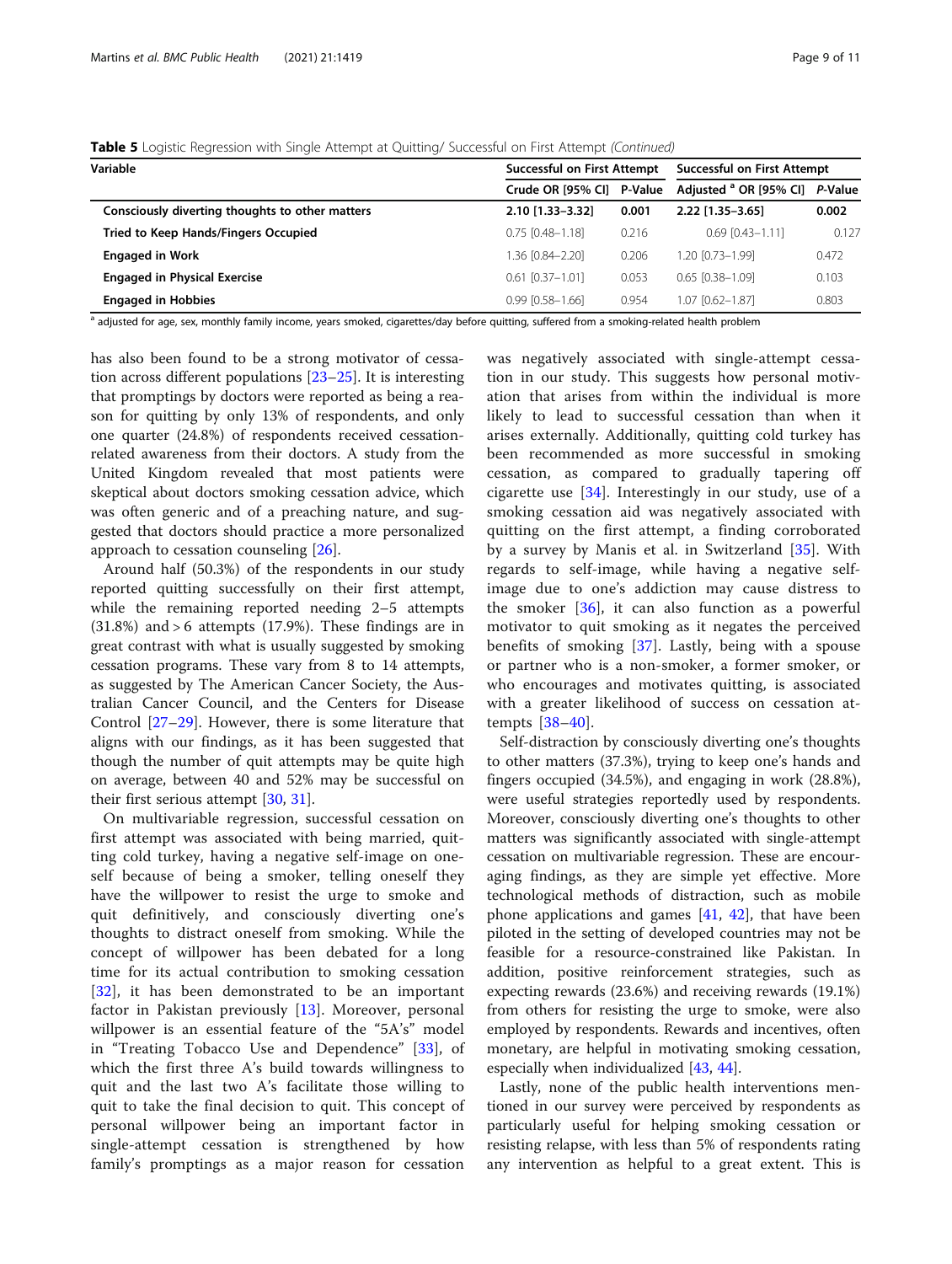**Table 5** Logistic Regression with Single Attempt at Quitting/ Successful on First Attempt *(Continued)*

| Variable | Successful on First Attempt | | Successful on First Attempt | |
|---|---|---|---|---|
| | Crude OR [95% CI] | P-Value | Adjusted [a] OR [95% CI] | *P*-Value |
| **Consciously diverting thoughts to other matters** | **2.10 [1.33–3.32]** | **0.001** | **2.22 [1.35–3.65]** | **0.002** |
| **Tried to Keep Hands/Fingers Occupied** | 0.75 [0.48–1.18] | 0.216 | 0.69 [0.43–1.11] | 0.127 |
| **Engaged in Work** | 1.36 [0.84–2.20] | 0.206 | 1.20 [0.73–1.99] | 0.472 |
| **Engaged in Physical Exercise** | 0.61 [0.37–1.01] | 0.053 | 0.65 [0.38–1.09] | 0.103 |
| **Engaged in Hobbies** | 0.99 [0.58–1.66] | 0.954 | 1.07 [0.62–1.87] | 0.803 |

[a] adjusted for age, sex, monthly family income, years smoked, cigarettes/day before quitting, suffered from a smoking-related health problem

has also been found to be a strong motivator of cessation across different populations [23–25]. It is interesting that promptings by doctors were reported as being a reason for quitting by only 13% of respondents, and only one quarter (24.8%) of respondents received cessation-related awareness from their doctors. A study from the United Kingdom revealed that most patients were skeptical about doctors smoking cessation advice, which was often generic and of a preaching nature, and suggested that doctors should practice a more personalized approach to cessation counseling [26].

Around half (50.3%) of the respondents in our study reported quitting successfully on their first attempt, while the remaining reported needing 2–5 attempts (31.8%) and > 6 attempts (17.9%). These findings are in great contrast with what is usually suggested by smoking cessation programs. These vary from 8 to 14 attempts, as suggested by The American Cancer Society, the Australian Cancer Council, and the Centers for Disease Control [27–29]. However, there is some literature that aligns with our findings, as it has been suggested that though the number of quit attempts may be quite high on average, between 40 and 52% may be successful on their first serious attempt [30, 31].

On multivariable regression, successful cessation on first attempt was associated with being married, quitting cold turkey, having a negative self-image on oneself because of being a smoker, telling oneself they have the willpower to resist the urge to smoke and quit definitively, and consciously diverting one's thoughts to distract oneself from smoking. While the concept of willpower has been debated for a long time for its actual contribution to smoking cessation [32], it has been demonstrated to be an important factor in Pakistan previously [13]. Moreover, personal willpower is an essential feature of the "5A's" model in "Treating Tobacco Use and Dependence" [33], of which the first three A's build towards willingness to quit and the last two A's facilitate those willing to quit to take the final decision to quit. This concept of personal willpower being an important factor in single-attempt cessation is strengthened by how family's promptings as a major reason for cessation was negatively associated with single-attempt cessation in our study. This suggests how personal motivation that arises from within the individual is more likely to lead to successful cessation than when it arises externally. Additionally, quitting cold turkey has been recommended as more successful in smoking cessation, as compared to gradually tapering off cigarette use [34]. Interestingly in our study, use of a smoking cessation aid was negatively associated with quitting on the first attempt, a finding corroborated by a survey by Manis et al. in Switzerland [35]. With regards to self-image, while having a negative self-image due to one's addiction may cause distress to the smoker [36], it can also function as a powerful motivator to quit smoking as it negates the perceived benefits of smoking [37]. Lastly, being with a spouse or partner who is a non-smoker, a former smoker, or who encourages and motivates quitting, is associated with a greater likelihood of success on cessation attempts [38–40].

Self-distraction by consciously diverting one's thoughts to other matters (37.3%), trying to keep one's hands and fingers occupied (34.5%), and engaging in work (28.8%), were useful strategies reportedly used by respondents. Moreover, consciously diverting one's thoughts to other matters was significantly associated with single-attempt cessation on multivariable regression. These are encouraging findings, as they are simple yet effective. More technological methods of distraction, such as mobile phone applications and games [41, 42], that have been piloted in the setting of developed countries may not be feasible for a resource-constrained like Pakistan. In addition, positive reinforcement strategies, such as expecting rewards (23.6%) and receiving rewards (19.1%) from others for resisting the urge to smoke, were also employed by respondents. Rewards and incentives, often monetary, are helpful in motivating smoking cessation, especially when individualized [43, 44].

Lastly, none of the public health interventions mentioned in our survey were perceived by respondents as particularly useful for helping smoking cessation or resisting relapse, with less than 5% of respondents rating any intervention as helpful to a great extent. This is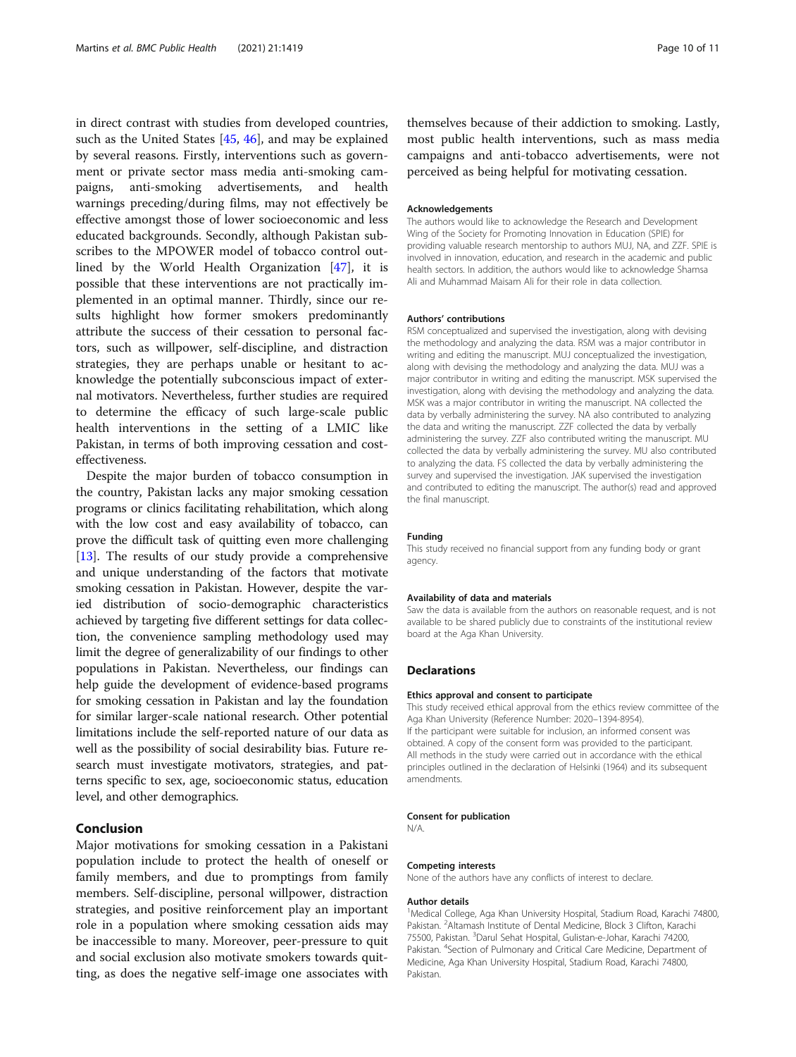in direct contrast with studies from developed countries, such as the United States [45, 46], and may be explained by several reasons. Firstly, interventions such as government or private sector mass media anti-smoking campaigns, anti-smoking advertisements, and health warnings preceding/during films, may not effectively be effective amongst those of lower socioeconomic and less educated backgrounds. Secondly, although Pakistan subscribes to the MPOWER model of tobacco control outlined by the World Health Organization [47], it is possible that these interventions are not practically implemented in an optimal manner. Thirdly, since our results highlight how former smokers predominantly attribute the success of their cessation to personal factors, such as willpower, self-discipline, and distraction strategies, they are perhaps unable or hesitant to acknowledge the potentially subconscious impact of external motivators. Nevertheless, further studies are required to determine the efficacy of such large-scale public health interventions in the setting of a LMIC like Pakistan, in terms of both improving cessation and cost-effectiveness.

Despite the major burden of tobacco consumption in the country, Pakistan lacks any major smoking cessation programs or clinics facilitating rehabilitation, which along with the low cost and easy availability of tobacco, can prove the difficult task of quitting even more challenging [13]. The results of our study provide a comprehensive and unique understanding of the factors that motivate smoking cessation in Pakistan. However, despite the varied distribution of socio-demographic characteristics achieved by targeting five different settings for data collection, the convenience sampling methodology used may limit the degree of generalizability of our findings to other populations in Pakistan. Nevertheless, our findings can help guide the development of evidence-based programs for smoking cessation in Pakistan and lay the foundation for similar larger-scale national research. Other potential limitations include the self-reported nature of our data as well as the possibility of social desirability bias. Future research must investigate motivators, strategies, and patterns specific to sex, age, socioeconomic status, education level, and other demographics.

## Conclusion

Major motivations for smoking cessation in a Pakistani population include to protect the health of oneself or family members, and due to promptings from family members. Self-discipline, personal willpower, distraction strategies, and positive reinforcement play an important role in a population where smoking cessation aids may be inaccessible to many. Moreover, peer-pressure to quit and social exclusion also motivate smokers towards quitting, as does the negative self-image one associates with themselves because of their addiction to smoking. Lastly, most public health interventions, such as mass media campaigns and anti-tobacco advertisements, were not perceived as being helpful for motivating cessation.

#### Acknowledgements

The authors would like to acknowledge the Research and Development Wing of the Society for Promoting Innovation in Education (SPIE) for providing valuable research mentorship to authors MUJ, NA, and ZZF. SPIE is involved in innovation, education, and research in the academic and public health sectors. In addition, the authors would like to acknowledge Shamsa Ali and Muhammad Maisam Ali for their role in data collection.

#### Authors' contributions

RSM conceptualized and supervised the investigation, along with devising the methodology and analyzing the data. RSM was a major contributor in writing and editing the manuscript. MUJ conceptualized the investigation, along with devising the methodology and analyzing the data. MUJ was a major contributor in writing and editing the manuscript. MSK supervised the investigation, along with devising the methodology and analyzing the data. MSK was a major contributor in writing the manuscript. NA collected the data by verbally administering the survey. NA also contributed to analyzing the data and writing the manuscript. ZZF collected the data by verbally administering the survey. ZZF also contributed writing the manuscript. MU collected the data by verbally administering the survey. MU also contributed to analyzing the data. FS collected the data by verbally administering the survey and supervised the investigation. JAK supervised the investigation and contributed to editing the manuscript. The author(s) read and approved the final manuscript.

#### Funding

This study received no financial support from any funding body or grant agency.

#### Availability of data and materials

Saw the data is available from the authors on reasonable request, and is not available to be shared publicly due to constraints of the institutional review board at the Aga Khan University.

### Declarations

#### Ethics approval and consent to participate

This study received ethical approval from the ethics review committee of the Aga Khan University (Reference Number: 2020–1394-8954).
If the participant were suitable for inclusion, an informed consent was obtained. A copy of the consent form was provided to the participant. All methods in the study were carried out in accordance with the ethical principles outlined in the declaration of Helsinki (1964) and its subsequent amendments.

#### Consent for publication

N/A.

#### Competing interests

None of the authors have any conflicts of interest to declare.

#### Author details

[1]Medical College, Aga Khan University Hospital, Stadium Road, Karachi 74800, Pakistan. [2]Altamash Institute of Dental Medicine, Block 3 Clifton, Karachi 75500, Pakistan. [3]Darul Sehat Hospital, Gulistan-e-Johar, Karachi 74200, Pakistan. [4]Section of Pulmonary and Critical Care Medicine, Department of Medicine, Aga Khan University Hospital, Stadium Road, Karachi 74800, Pakistan.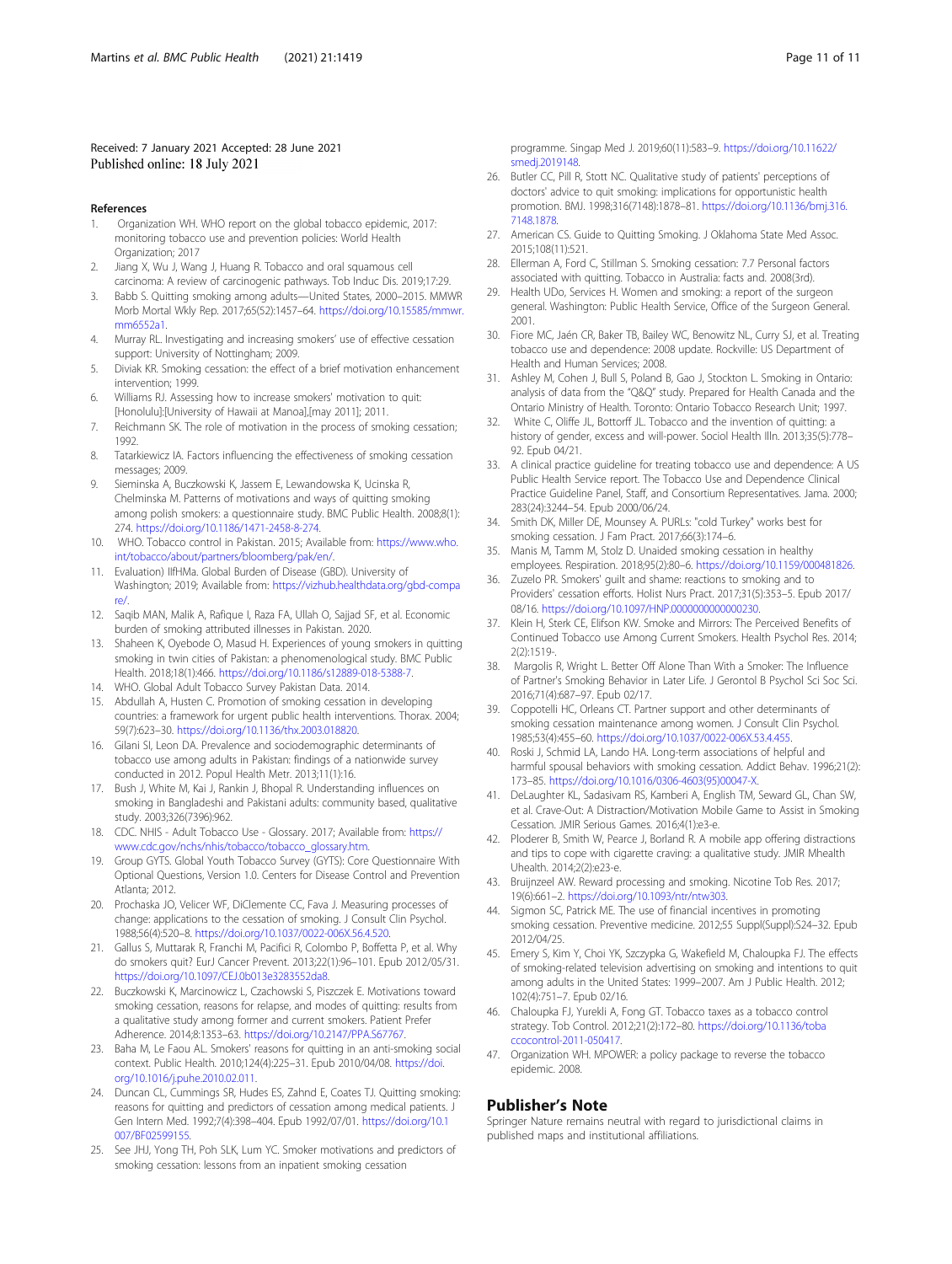Received: 7 January 2021 Accepted: 28 June 2021
Published online: 18 July 2021

## References

1. Organization WH. WHO report on the global tobacco epidemic, 2017: monitoring tobacco use and prevention policies: World Health Organization; 2017
2. Jiang X, Wu J, Wang J, Huang R. Tobacco and oral squamous cell carcinoma: A review of carcinogenic pathways. Tob Induc Dis. 2019;17:29.
3. Babb S. Quitting smoking among adults—United States, 2000–2015. MMWR Morb Mortal Wkly Rep. 2017;65(52):1457–64. https://doi.org/10.15585/mmwr.mm6552a1.
4. Murray RL. Investigating and increasing smokers' use of effective cessation support: University of Nottingham; 2009.
5. Diviak KR. Smoking cessation: the effect of a brief motivation enhancement intervention; 1999.
6. Williams RJ. Assessing how to increase smokers' motivation to quit: [Honolulu]:[University of Hawaii at Manoa],[may 2011]; 2011.
7. Reichmann SK. The role of motivation in the process of smoking cessation; 1992.
8. Tatarkiewicz IA. Factors influencing the effectiveness of smoking cessation messages; 2009.
9. Sieminska A, Buczkowski K, Jassem E, Lewandowska K, Ucinska R, Chelminska M. Patterns of motivations and ways of quitting smoking among polish smokers: a questionnaire study. BMC Public Health. 2008;8(1):274. https://doi.org/10.1186/1471-2458-8-274.
10. WHO. Tobacco control in Pakistan. 2015; Available from: https://www.who.int/tobacco/about/partners/bloomberg/pak/en/.
11. Evaluation) IIfHMa. Global Burden of Disease (GBD). University of Washington; 2019; Available from: https://vizhub.healthdata.org/gbd-compare/.
12. Saqib MAN, Malik A, Rafique I, Raza FA, Ullah O, Sajjad SF, et al. Economic burden of smoking attributed illnesses in Pakistan. 2020.
13. Shaheen K, Oyebode O, Masud H. Experiences of young smokers in quitting smoking in twin cities of Pakistan: a phenomenological study. BMC Public Health. 2018;18(1):466. https://doi.org/10.1186/s12889-018-5388-7.
14. WHO. Global Adult Tobacco Survey Pakistan Data. 2014.
15. Abdullah A, Husten C. Promotion of smoking cessation in developing countries: a framework for urgent public health interventions. Thorax. 2004;59(7):623–30. https://doi.org/10.1136/thx.2003.018820.
16. Gilani SI, Leon DA. Prevalence and sociodemographic determinants of tobacco use among adults in Pakistan: findings of a nationwide survey conducted in 2012. Popul Health Metr. 2013;11(1):16.
17. Bush J, White M, Kai J, Rankin J, Bhopal R. Understanding influences on smoking in Bangladeshi and Pakistani adults: community based, qualitative study. 2003;326(7396):962.
18. CDC. NHIS - Adult Tobacco Use - Glossary. 2017; Available from: https://www.cdc.gov/nchs/nhis/tobacco/tobacco_glossary.htm.
19. Group GYTS. Global Youth Tobacco Survey (GYTS): Core Questionnaire With Optional Questions, Version 1.0. Centers for Disease Control and Prevention Atlanta; 2012.
20. Prochaska JO, Velicer WF, DiClemente CC, Fava J. Measuring processes of change: applications to the cessation of smoking. J Consult Clin Psychol. 1988;56(4):520–8. https://doi.org/10.1037/0022-006X.56.4.520.
21. Gallus S, Muttarak R, Franchi M, Pacifici R, Colombo P, Boffetta P, et al. Why do smokers quit? EurJ Cancer Prevent. 2013;22(1):96–101. Epub 2012/05/31. https://doi.org/10.1097/CEJ.0b013e3283552da8.
22. Buczkowski K, Marcinowicz L, Czachowski S, Piszczek E. Motivations toward smoking cessation, reasons for relapse, and modes of quitting: results from a qualitative study among former and current smokers. Patient Prefer Adherence. 2014;8:1353–63. https://doi.org/10.2147/PPA.S67767.
23. Baha M, Le Faou AL. Smokers' reasons for quitting in an anti-smoking social context. Public Health. 2010;124(4):225–31. Epub 2010/04/08. https://doi.org/10.1016/j.puhe.2010.02.011.
24. Duncan CL, Cummings SR, Hudes ES, Zahnd E, Coates TJ. Quitting smoking: reasons for quitting and predictors of cessation among medical patients. J Gen Intern Med. 1992;7(4):398–404. Epub 1992/07/01. https://doi.org/10.1007/BF02599155.
25. See JHJ, Yong TH, Poh SLK, Lum YC. Smoker motivations and predictors of smoking cessation: lessons from an inpatient smoking cessation programme. Singap Med J. 2019;60(11):583–9. https://doi.org/10.11622/smedj.2019148.
26. Butler CC, Pill R, Stott NC. Qualitative study of patients' perceptions of doctors' advice to quit smoking: implications for opportunistic health promotion. BMJ. 1998;316(7148):1878–81. https://doi.org/10.1136/bmj.316.7148.1878.
27. American CS. Guide to Quitting Smoking. J Oklahoma State Med Assoc. 2015;108(11):521.
28. Ellerman A, Ford C, Stillman S. Smoking cessation: 7.7 Personal factors associated with quitting. Tobacco in Australia: facts and. 2008(3rd).
29. Health UDo, Services H. Women and smoking: a report of the surgeon general. Washington: Public Health Service, Office of the Surgeon General. 2001.
30. Fiore MC, Jaén CR, Baker TB, Bailey WC, Benowitz NL, Curry SJ, et al. Treating tobacco use and dependence: 2008 update. Rockville: US Department of Health and Human Services; 2008.
31. Ashley M, Cohen J, Bull S, Poland B, Gao J, Stockton L. Smoking in Ontario: analysis of data from the "Q&Q" study. Prepared for Health Canada and the Ontario Ministry of Health. Toronto: Ontario Tobacco Research Unit; 1997.
32. White C, Oliffe JL, Bottorff JL. Tobacco and the invention of quitting: a history of gender, excess and will-power. Sociol Health Illn. 2013;35(5):778–92. Epub 04/21.
33. A clinical practice guideline for treating tobacco use and dependence: A US Public Health Service report. The Tobacco Use and Dependence Clinical Practice Guideline Panel, Staff, and Consortium Representatives. Jama. 2000; 283(24):3244–54. Epub 2000/06/24.
34. Smith DK, Miller DE, Mounsey A. PURLs: "cold Turkey" works best for smoking cessation. J Fam Pract. 2017;66(3):174–6.
35. Manis M, Tamm M, Stolz D. Unaided smoking cessation in healthy employees. Respiration. 2018;95(2):80–6. https://doi.org/10.1159/000481826.
36. Zuzelo PR. Smokers' guilt and shame: reactions to smoking and to Providers' cessation efforts. Holist Nurs Pract. 2017;31(5):353–5. Epub 2017/08/16. https://doi.org/10.1097/HNP.0000000000000230.
37. Klein H, Sterk CE, Elifson KW. Smoke and Mirrors: The Perceived Benefits of Continued Tobacco use Among Current Smokers. Health Psychol Res. 2014;2(2):1519-.
38. Margolis R, Wright L. Better Off Alone Than With a Smoker: The Influence of Partner's Smoking Behavior in Later Life. J Gerontol B Psychol Sci Soc Sci. 2016;71(4):687–97. Epub 02/17.
39. Coppotelli HC, Orleans CT. Partner support and other determinants of smoking cessation maintenance among women. J Consult Clin Psychol. 1985;53(4):455–60. https://doi.org/10.1037/0022-006X.53.4.455.
40. Roski J, Schmid LA, Lando HA. Long-term associations of helpful and harmful spousal behaviors with smoking cessation. Addict Behav. 1996;21(2):173–85. https://doi.org/10.1016/0306-4603(95)00047-X.
41. DeLaughter KL, Sadasivam RS, Kamberi A, English TM, Seward GL, Chan SW, et al. Crave-Out: A Distraction/Motivation Mobile Game to Assist in Smoking Cessation. JMIR Serious Games. 2016;4(1):e3-e.
42. Ploderer B, Smith W, Pearce J, Borland R. A mobile app offering distractions and tips to cope with cigarette craving: a qualitative study. JMIR Mhealth Uhealth. 2014;2(2):e23-e.
43. Bruijnzeel AW. Reward processing and smoking. Nicotine Tob Res. 2017; 19(6):661–2. https://doi.org/10.1093/ntr/ntw303.
44. Sigmon SC, Patrick ME. The use of financial incentives in promoting smoking cessation. Preventive medicine. 2012;55 Suppl(Suppl):S24–32. Epub 2012/04/25.
45. Emery S, Kim Y, Choi YK, Szczypka G, Wakefield M, Chaloupka FJ. The effects of smoking-related television advertising on smoking and intentions to quit among adults in the United States: 1999–2007. Am J Public Health. 2012; 102(4):751–7. Epub 02/16.
46. Chaloupka FJ, Yurekli A, Fong GT. Tobacco taxes as a tobacco control strategy. Tob Control. 2012;21(2):172–80. https://doi.org/10.1136/tobaccocontrol-2011-050417.
47. Organization WH. MPOWER: a policy package to reverse the tobacco epidemic. 2008.

## Publisher's Note

Springer Nature remains neutral with regard to jurisdictional claims in published maps and institutional affiliations.